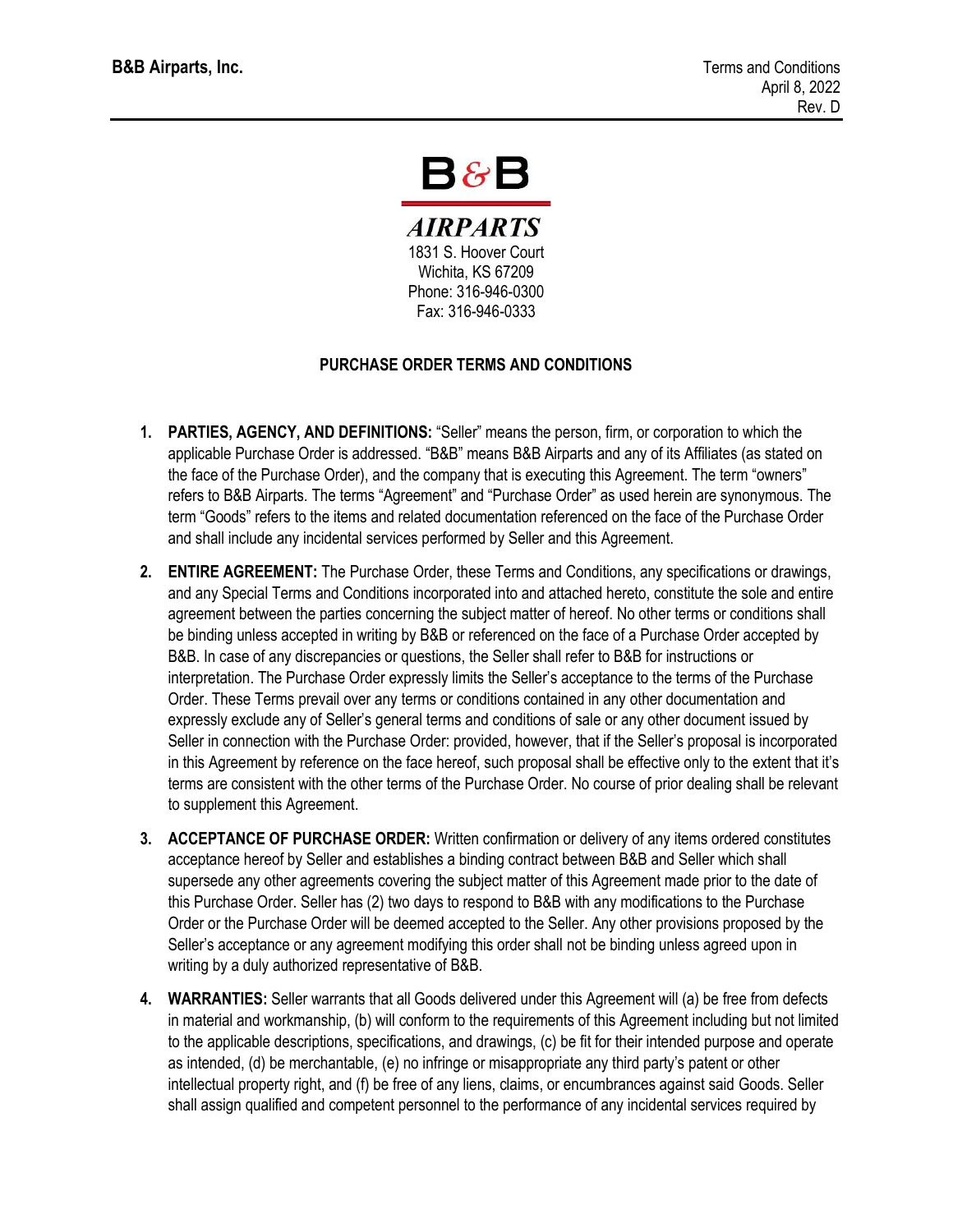**B&B Airparts, Inc.**

Terms and Conditions
April 8, 2022
Rev. D

B&B

*AIRPARTS*

1831 S. Hoover Court
Wichita, KS 67209
Phone: 316-946-0300
Fax: 316-946-0333

## PURCHASE ORDER TERMS AND CONDITIONS

1. **PARTIES, AGENCY, AND DEFINITIONS:** "Seller" means the person, firm, or corporation to which the applicable Purchase Order is addressed. "B&B" means B&B Airparts and any of its Affiliates (as stated on the face of the Purchase Order), and the company that is executing this Agreement. The term "owners" refers to B&B Airparts. The terms "Agreement" and "Purchase Order" as used herein are synonymous. The term "Goods" refers to the items and related documentation referenced on the face of the Purchase Order and shall include any incidental services performed by Seller and this Agreement.

2. **ENTIRE AGREEMENT:** The Purchase Order, these Terms and Conditions, any specifications or drawings, and any Special Terms and Conditions incorporated into and attached hereto, constitute the sole and entire agreement between the parties concerning the subject matter of hereof. No other terms or conditions shall be binding unless accepted in writing by B&B or referenced on the face of a Purchase Order accepted by B&B. In case of any discrepancies or questions, the Seller shall refer to B&B for instructions or interpretation. The Purchase Order expressly limits the Seller's acceptance to the terms of the Purchase Order. These Terms prevail over any terms or conditions contained in any other documentation and expressly exclude any of Seller's general terms and conditions of sale or any other document issued by Seller in connection with the Purchase Order: provided, however, that if the Seller's proposal is incorporated in this Agreement by reference on the face hereof, such proposal shall be effective only to the extent that it's terms are consistent with the other terms of the Purchase Order. No course of prior dealing shall be relevant to supplement this Agreement.

3. **ACCEPTANCE OF PURCHASE ORDER:** Written confirmation or delivery of any items ordered constitutes acceptance hereof by Seller and establishes a binding contract between B&B and Seller which shall supersede any other agreements covering the subject matter of this Agreement made prior to the date of this Purchase Order. Seller has (2) two days to respond to B&B with any modifications to the Purchase Order or the Purchase Order will be deemed accepted to the Seller. Any other provisions proposed by the Seller's acceptance or any agreement modifying this order shall not be binding unless agreed upon in writing by a duly authorized representative of B&B.

4. **WARRANTIES:** Seller warrants that all Goods delivered under this Agreement will (a) be free from defects in material and workmanship, (b) will conform to the requirements of this Agreement including but not limited to the applicable descriptions, specifications, and drawings, (c) be fit for their intended purpose and operate as intended, (d) be merchantable, (e) no infringe or misappropriate any third party's patent or other intellectual property right, and (f) be free of any liens, claims, or encumbrances against said Goods. Seller shall assign qualified and competent personnel to the performance of any incidental services required by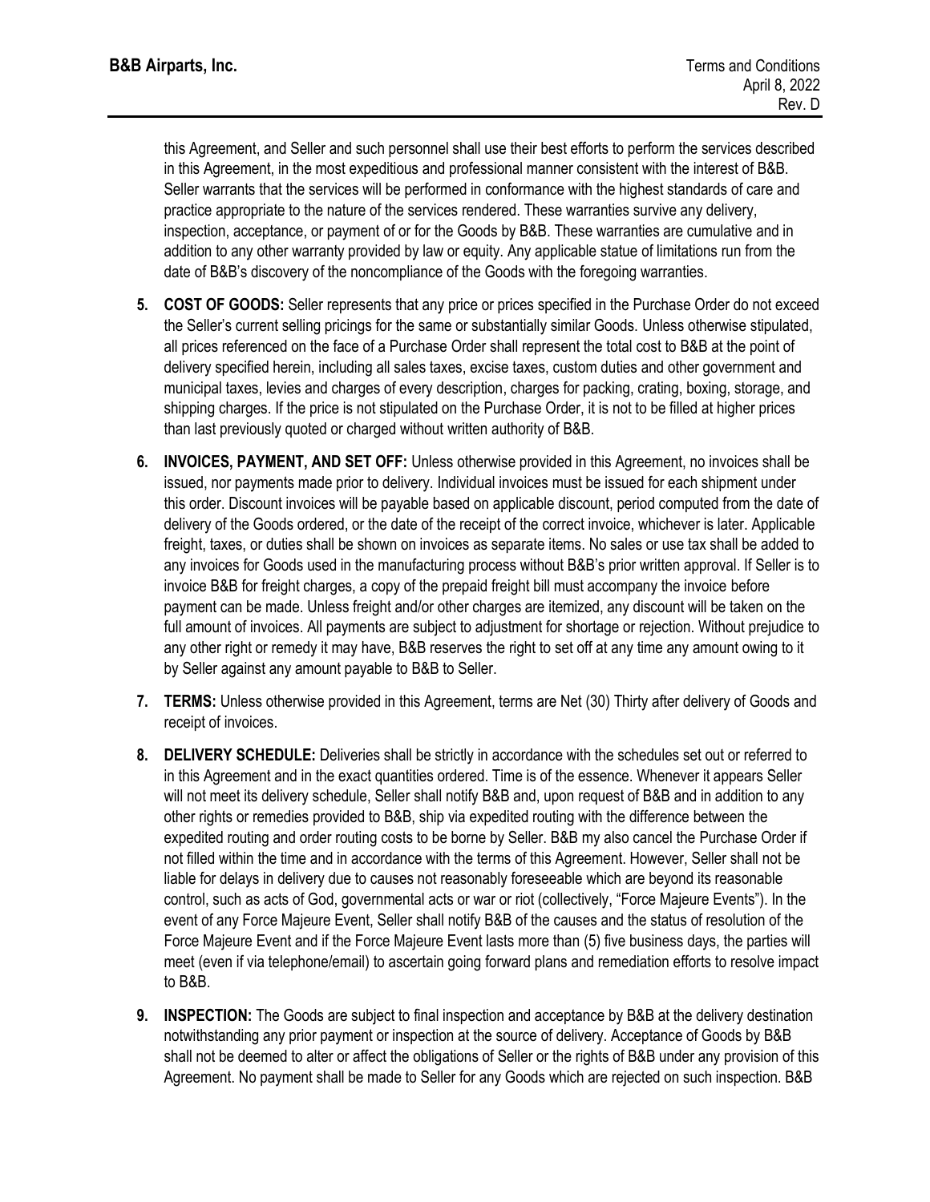this Agreement, and Seller and such personnel shall use their best efforts to perform the services described in this Agreement, in the most expeditious and professional manner consistent with the interest of B&B. Seller warrants that the services will be performed in conformance with the highest standards of care and practice appropriate to the nature of the services rendered. These warranties survive any delivery, inspection, acceptance, or payment of or for the Goods by B&B. These warranties are cumulative and in addition to any other warranty provided by law or equity. Any applicable statue of limitations run from the date of B&B's discovery of the noncompliance of the Goods with the foregoing warranties.

5. **COST OF GOODS:** Seller represents that any price or prices specified in the Purchase Order do not exceed the Seller's current selling pricings for the same or substantially similar Goods. Unless otherwise stipulated, all prices referenced on the face of a Purchase Order shall represent the total cost to B&B at the point of delivery specified herein, including all sales taxes, excise taxes, custom duties and other government and municipal taxes, levies and charges of every description, charges for packing, crating, boxing, storage, and shipping charges. If the price is not stipulated on the Purchase Order, it is not to be filled at higher prices than last previously quoted or charged without written authority of B&B.

6. **INVOICES, PAYMENT, AND SET OFF:** Unless otherwise provided in this Agreement, no invoices shall be issued, nor payments made prior to delivery. Individual invoices must be issued for each shipment under this order. Discount invoices will be payable based on applicable discount, period computed from the date of delivery of the Goods ordered, or the date of the receipt of the correct invoice, whichever is later. Applicable freight, taxes, or duties shall be shown on invoices as separate items. No sales or use tax shall be added to any invoices for Goods used in the manufacturing process without B&B's prior written approval. If Seller is to invoice B&B for freight charges, a copy of the prepaid freight bill must accompany the invoice before payment can be made. Unless freight and/or other charges are itemized, any discount will be taken on the full amount of invoices. All payments are subject to adjustment for shortage or rejection. Without prejudice to any other right or remedy it may have, B&B reserves the right to set off at any time any amount owing to it by Seller against any amount payable to B&B to Seller.

7. **TERMS:** Unless otherwise provided in this Agreement, terms are Net (30) Thirty after delivery of Goods and receipt of invoices.

8. **DELIVERY SCHEDULE:** Deliveries shall be strictly in accordance with the schedules set out or referred to in this Agreement and in the exact quantities ordered. Time is of the essence. Whenever it appears Seller will not meet its delivery schedule, Seller shall notify B&B and, upon request of B&B and in addition to any other rights or remedies provided to B&B, ship via expedited routing with the difference between the expedited routing and order routing costs to be borne by Seller. B&B my also cancel the Purchase Order if not filled within the time and in accordance with the terms of this Agreement. However, Seller shall not be liable for delays in delivery due to causes not reasonably foreseeable which are beyond its reasonable control, such as acts of God, governmental acts or war or riot (collectively, "Force Majeure Events"). In the event of any Force Majeure Event, Seller shall notify B&B of the causes and the status of resolution of the Force Majeure Event and if the Force Majeure Event lasts more than (5) five business days, the parties will meet (even if via telephone/email) to ascertain going forward plans and remediation efforts to resolve impact to B&B.

9. **INSPECTION:** The Goods are subject to final inspection and acceptance by B&B at the delivery destination notwithstanding any prior payment or inspection at the source of delivery. Acceptance of Goods by B&B shall not be deemed to alter or affect the obligations of Seller or the rights of B&B under any provision of this Agreement. No payment shall be made to Seller for any Goods which are rejected on such inspection. B&B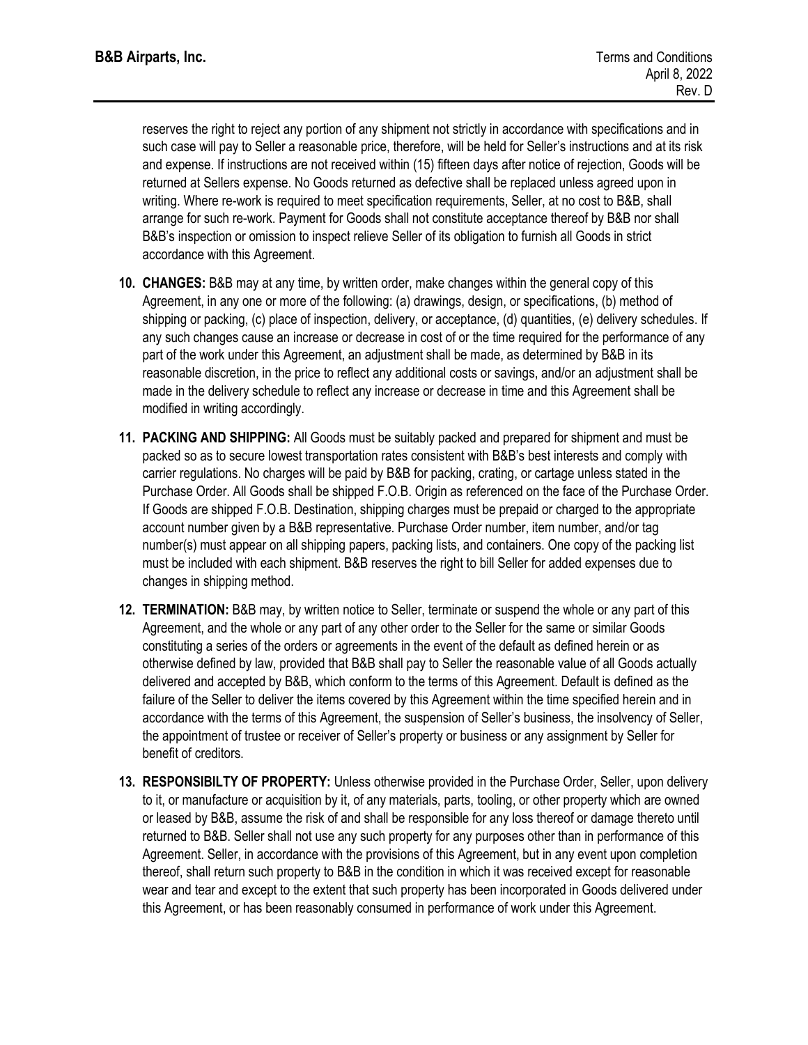reserves the right to reject any portion of any shipment not strictly in accordance with specifications and in such case will pay to Seller a reasonable price, therefore, will be held for Seller's instructions and at its risk and expense. If instructions are not received within (15) fifteen days after notice of rejection, Goods will be returned at Sellers expense. No Goods returned as defective shall be replaced unless agreed upon in writing. Where re-work is required to meet specification requirements, Seller, at no cost to B&B, shall arrange for such re-work. Payment for Goods shall not constitute acceptance thereof by B&B nor shall B&B's inspection or omission to inspect relieve Seller of its obligation to furnish all Goods in strict accordance with this Agreement.

10. **CHANGES:** B&B may at any time, by written order, make changes within the general copy of this Agreement, in any one or more of the following: (a) drawings, design, or specifications, (b) method of shipping or packing, (c) place of inspection, delivery, or acceptance, (d) quantities, (e) delivery schedules. If any such changes cause an increase or decrease in cost of or the time required for the performance of any part of the work under this Agreement, an adjustment shall be made, as determined by B&B in its reasonable discretion, in the price to reflect any additional costs or savings, and/or an adjustment shall be made in the delivery schedule to reflect any increase or decrease in time and this Agreement shall be modified in writing accordingly.

11. **PACKING AND SHIPPING:** All Goods must be suitably packed and prepared for shipment and must be packed so as to secure lowest transportation rates consistent with B&B's best interests and comply with carrier regulations. No charges will be paid by B&B for packing, crating, or cartage unless stated in the Purchase Order. All Goods shall be shipped F.O.B. Origin as referenced on the face of the Purchase Order. If Goods are shipped F.O.B. Destination, shipping charges must be prepaid or charged to the appropriate account number given by a B&B representative. Purchase Order number, item number, and/or tag number(s) must appear on all shipping papers, packing lists, and containers. One copy of the packing list must be included with each shipment. B&B reserves the right to bill Seller for added expenses due to changes in shipping method.

12. **TERMINATION:** B&B may, by written notice to Seller, terminate or suspend the whole or any part of this Agreement, and the whole or any part of any other order to the Seller for the same or similar Goods constituting a series of the orders or agreements in the event of the default as defined herein or as otherwise defined by law, provided that B&B shall pay to Seller the reasonable value of all Goods actually delivered and accepted by B&B, which conform to the terms of this Agreement. Default is defined as the failure of the Seller to deliver the items covered by this Agreement within the time specified herein and in accordance with the terms of this Agreement, the suspension of Seller's business, the insolvency of Seller, the appointment of trustee or receiver of Seller's property or business or any assignment by Seller for benefit of creditors.

13. **RESPONSIBILTY OF PROPERTY:** Unless otherwise provided in the Purchase Order, Seller, upon delivery to it, or manufacture or acquisition by it, of any materials, parts, tooling, or other property which are owned or leased by B&B, assume the risk of and shall be responsible for any loss thereof or damage thereto until returned to B&B. Seller shall not use any such property for any purposes other than in performance of this Agreement. Seller, in accordance with the provisions of this Agreement, but in any event upon completion thereof, shall return such property to B&B in the condition in which it was received except for reasonable wear and tear and except to the extent that such property has been incorporated in Goods delivered under this Agreement, or has been reasonably consumed in performance of work under this Agreement.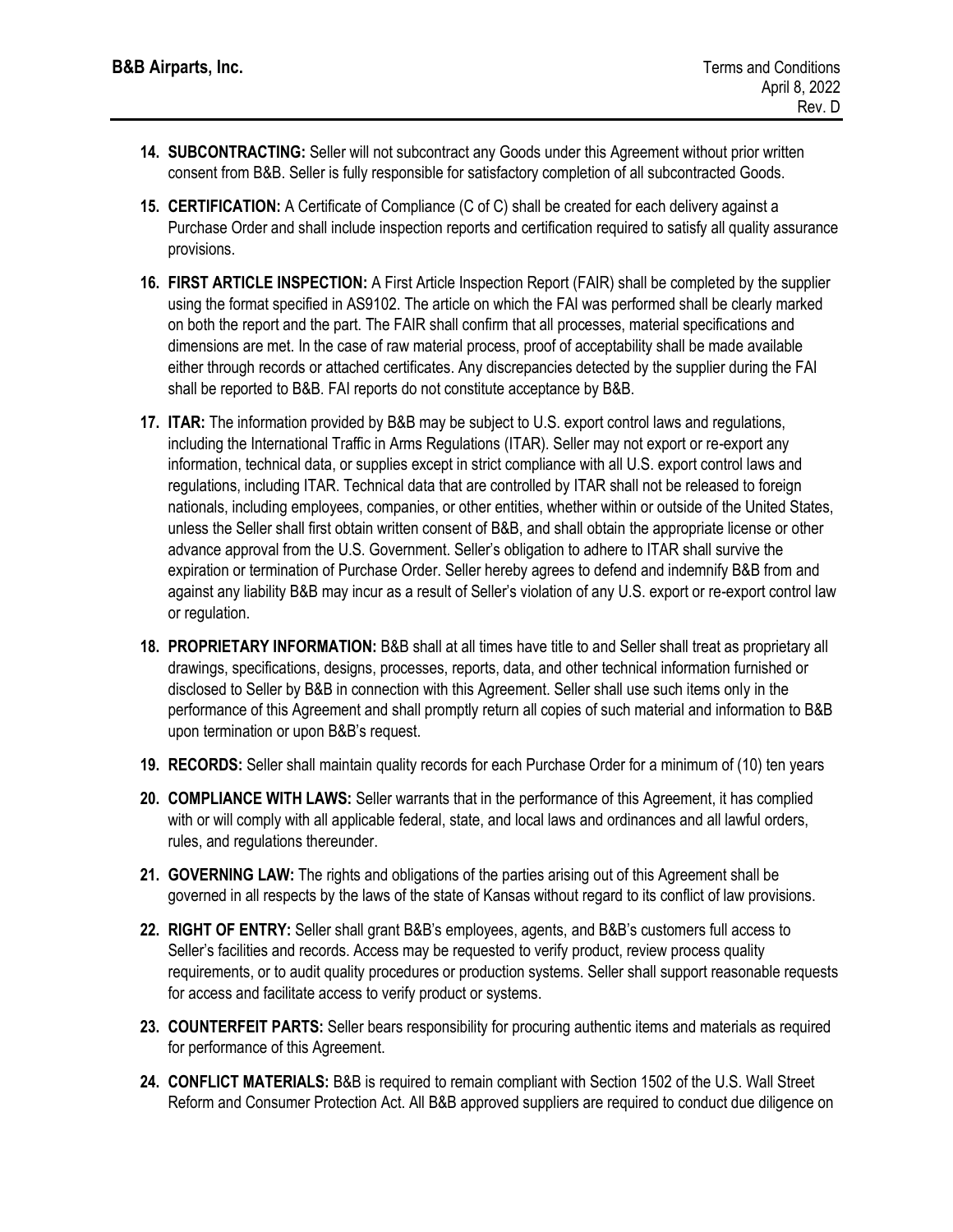14. **SUBCONTRACTING:** Seller will not subcontract any Goods under this Agreement without prior written consent from B&B. Seller is fully responsible for satisfactory completion of all subcontracted Goods.

15. **CERTIFICATION:** A Certificate of Compliance (C of C) shall be created for each delivery against a Purchase Order and shall include inspection reports and certification required to satisfy all quality assurance provisions.

16. **FIRST ARTICLE INSPECTION:** A First Article Inspection Report (FAIR) shall be completed by the supplier using the format specified in AS9102. The article on which the FAI was performed shall be clearly marked on both the report and the part. The FAIR shall confirm that all processes, material specifications and dimensions are met. In the case of raw material process, proof of acceptability shall be made available either through records or attached certificates. Any discrepancies detected by the supplier during the FAI shall be reported to B&B. FAI reports do not constitute acceptance by B&B.

17. **ITAR:** The information provided by B&B may be subject to U.S. export control laws and regulations, including the International Traffic in Arms Regulations (ITAR). Seller may not export or re-export any information, technical data, or supplies except in strict compliance with all U.S. export control laws and regulations, including ITAR. Technical data that are controlled by ITAR shall not be released to foreign nationals, including employees, companies, or other entities, whether within or outside of the United States, unless the Seller shall first obtain written consent of B&B, and shall obtain the appropriate license or other advance approval from the U.S. Government. Seller's obligation to adhere to ITAR shall survive the expiration or termination of Purchase Order. Seller hereby agrees to defend and indemnify B&B from and against any liability B&B may incur as a result of Seller's violation of any U.S. export or re-export control law or regulation.

18. **PROPRIETARY INFORMATION:** B&B shall at all times have title to and Seller shall treat as proprietary all drawings, specifications, designs, processes, reports, data, and other technical information furnished or disclosed to Seller by B&B in connection with this Agreement. Seller shall use such items only in the performance of this Agreement and shall promptly return all copies of such material and information to B&B upon termination or upon B&B's request.

19. **RECORDS:** Seller shall maintain quality records for each Purchase Order for a minimum of (10) ten years

20. **COMPLIANCE WITH LAWS:** Seller warrants that in the performance of this Agreement, it has complied with or will comply with all applicable federal, state, and local laws and ordinances and all lawful orders, rules, and regulations thereunder.

21. **GOVERNING LAW:** The rights and obligations of the parties arising out of this Agreement shall be governed in all respects by the laws of the state of Kansas without regard to its conflict of law provisions.

22. **RIGHT OF ENTRY:** Seller shall grant B&B's employees, agents, and B&B's customers full access to Seller's facilities and records. Access may be requested to verify product, review process quality requirements, or to audit quality procedures or production systems. Seller shall support reasonable requests for access and facilitate access to verify product or systems.

23. **COUNTERFEIT PARTS:** Seller bears responsibility for procuring authentic items and materials as required for performance of this Agreement.

24. **CONFLICT MATERIALS:** B&B is required to remain compliant with Section 1502 of the U.S. Wall Street Reform and Consumer Protection Act. All B&B approved suppliers are required to conduct due diligence on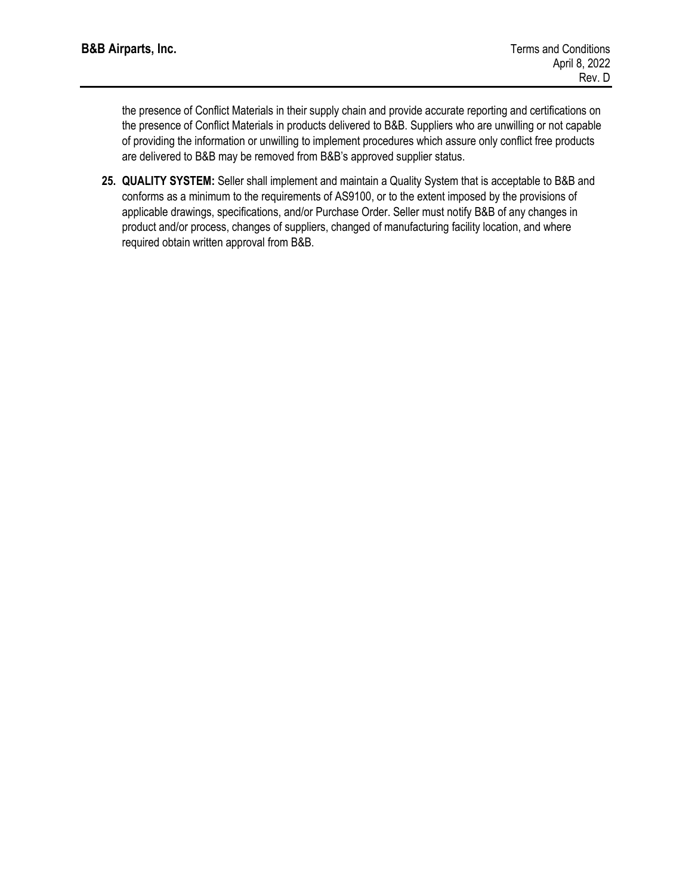the presence of Conflict Materials in their supply chain and provide accurate reporting and certifications on the presence of Conflict Materials in products delivered to B&B. Suppliers who are unwilling or not capable of providing the information or unwilling to implement procedures which assure only conflict free products are delivered to B&B may be removed from B&B's approved supplier status.

25. **QUALITY SYSTEM:** Seller shall implement and maintain a Quality System that is acceptable to B&B and conforms as a minimum to the requirements of AS9100, or to the extent imposed by the provisions of applicable drawings, specifications, and/or Purchase Order. Seller must notify B&B of any changes in product and/or process, changes of suppliers, changed of manufacturing facility location, and where required obtain written approval from B&B.